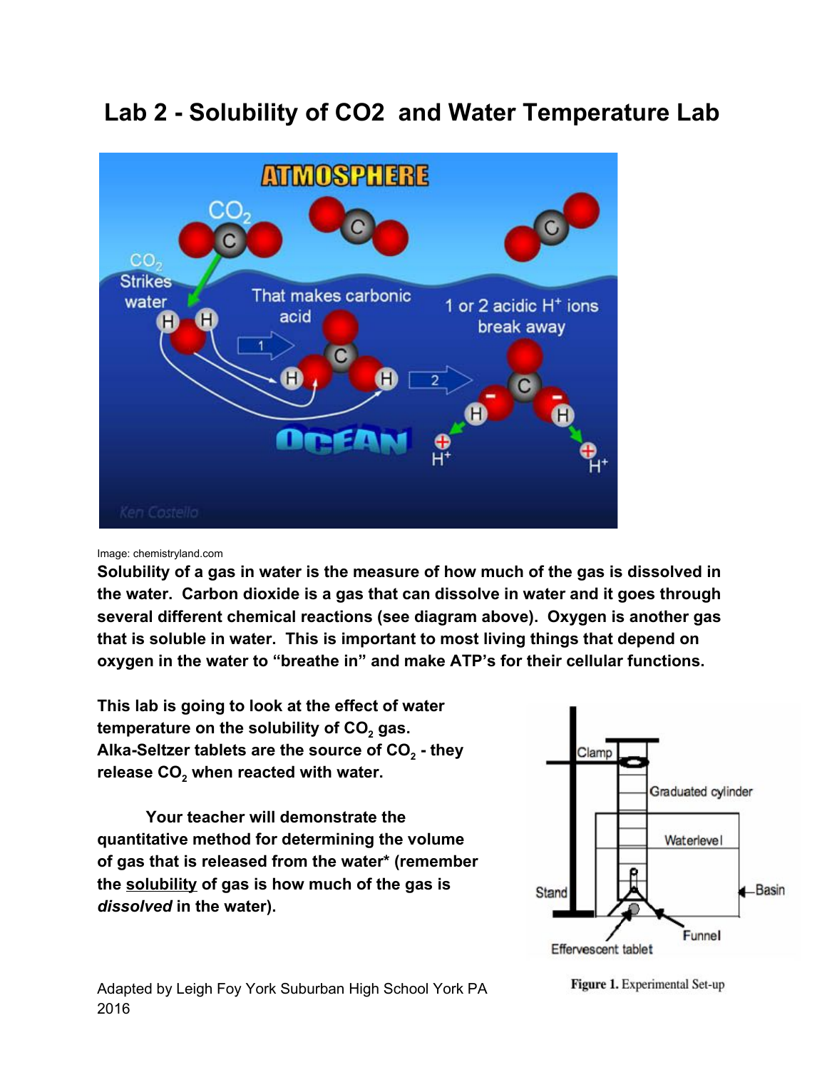# Lab 2 - Solubility of CO2 and Water Temperature Lab

Image: chemistryland.com

**Solubility of a gas in water is the measure of how much of the gas is dissolved in the water. Carbon dioxide is a gas that can dissolve in water and it goes through several different chemical reactions (see diagram above). Oxygen is another gas that is soluble in water. This is important to most living things that depend on oxygen in the water to "breathe in" and make ATP's for their cellular functions.**

**This lab is going to look at the effect of water temperature on the solubility of $CO_2$ gas. Alka-Seltzer tablets are the source of $CO_2$ - they release $CO_2$ when reacted with water.**

**Your teacher will demonstrate the quantitative method for determining the volume of gas that is released from the water* (remember the <u>solubility</u> of gas is how much of the gas is *dissolved* in the water).**

**Figure 1.** Experimental Set-up

Adapted by Leigh Foy York Suburban High School York PA 2016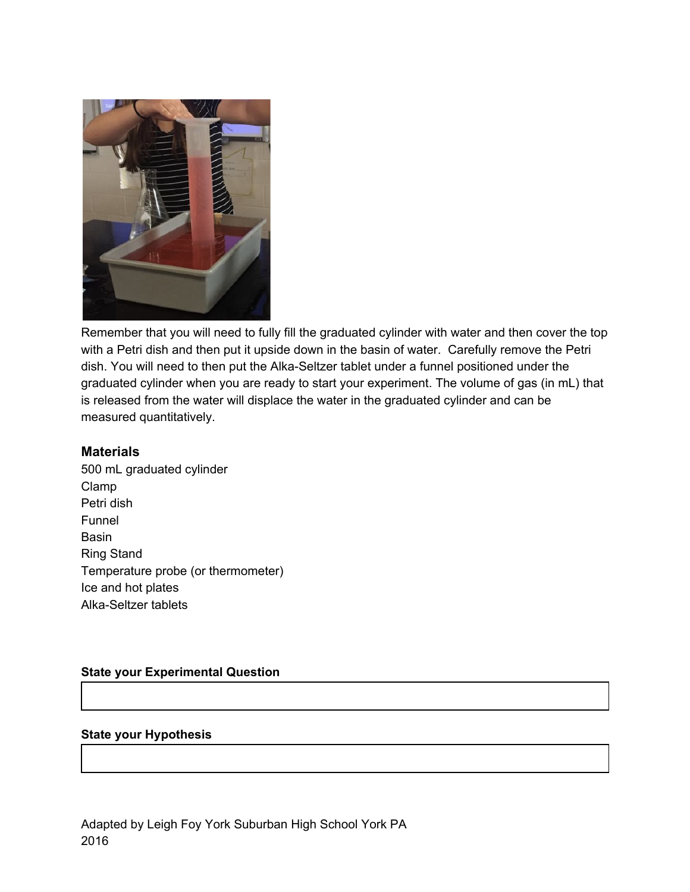Remember that you will need to fully fill the graduated cylinder with water and then cover the top with a Petri dish and then put it upside down in the basin of water. Carefully remove the Petri dish. You will need to then put the Alka-Seltzer tablet under a funnel positioned under the graduated cylinder when you are ready to start your experiment. The volume of gas (in mL) that is released from the water will displace the water in the graduated cylinder and can be measured quantitatively.

### Materials

500 mL graduated cylinder
Clamp
Petri dish
Funnel
Basin
Ring Stand
Temperature probe (or thermometer)
Ice and hot plates
Alka-Seltzer tablets

**State your Experimental Question**

| |
|---|
| |

**State your Hypothesis**

| |
|---|
| |

Adapted by Leigh Foy York Suburban High School York PA
2016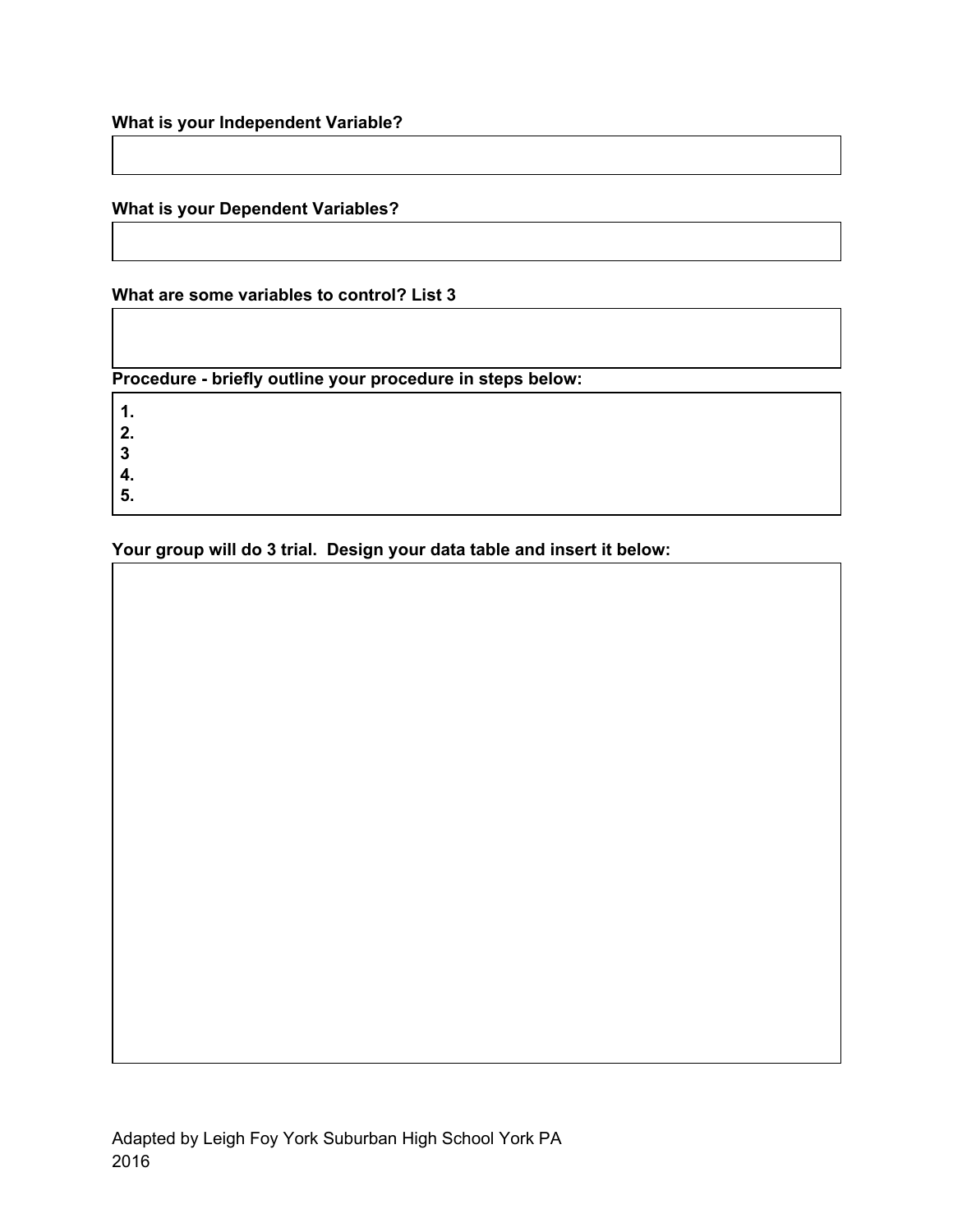**What is your Independent Variable?**

**What is your Dependent Variables?**

**What are some variables to control? List 3**

**Procedure - briefly outline your procedure in steps below:**

**1.**
**2.**
**3**
**4.**
**5.**

**Your group will do 3 trial. Design your data table and insert it below:**

Adapted by Leigh Foy York Suburban High School York PA
2016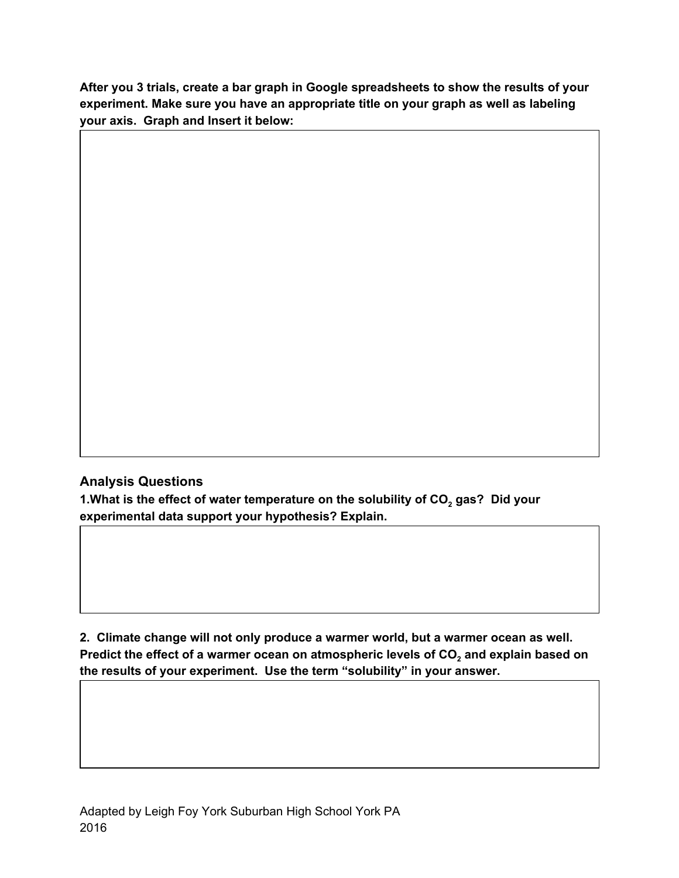**After you 3 trials, create a bar graph in Google spreadsheets to show the results of your experiment. Make sure you have an appropriate title on your graph as well as labeling your axis. Graph and Insert it below:**

## Analysis Questions

**1.What is the effect of water temperature on the solubility of $CO_2$ gas? Did your experimental data support your hypothesis? Explain.**

**2. Climate change will not only produce a warmer world, but a warmer ocean as well. Predict the effect of a warmer ocean on atmospheric levels of $CO_2$ and explain based on the results of your experiment. Use the term "solubility" in your answer.**

Adapted by Leigh Foy York Suburban High School York PA
2016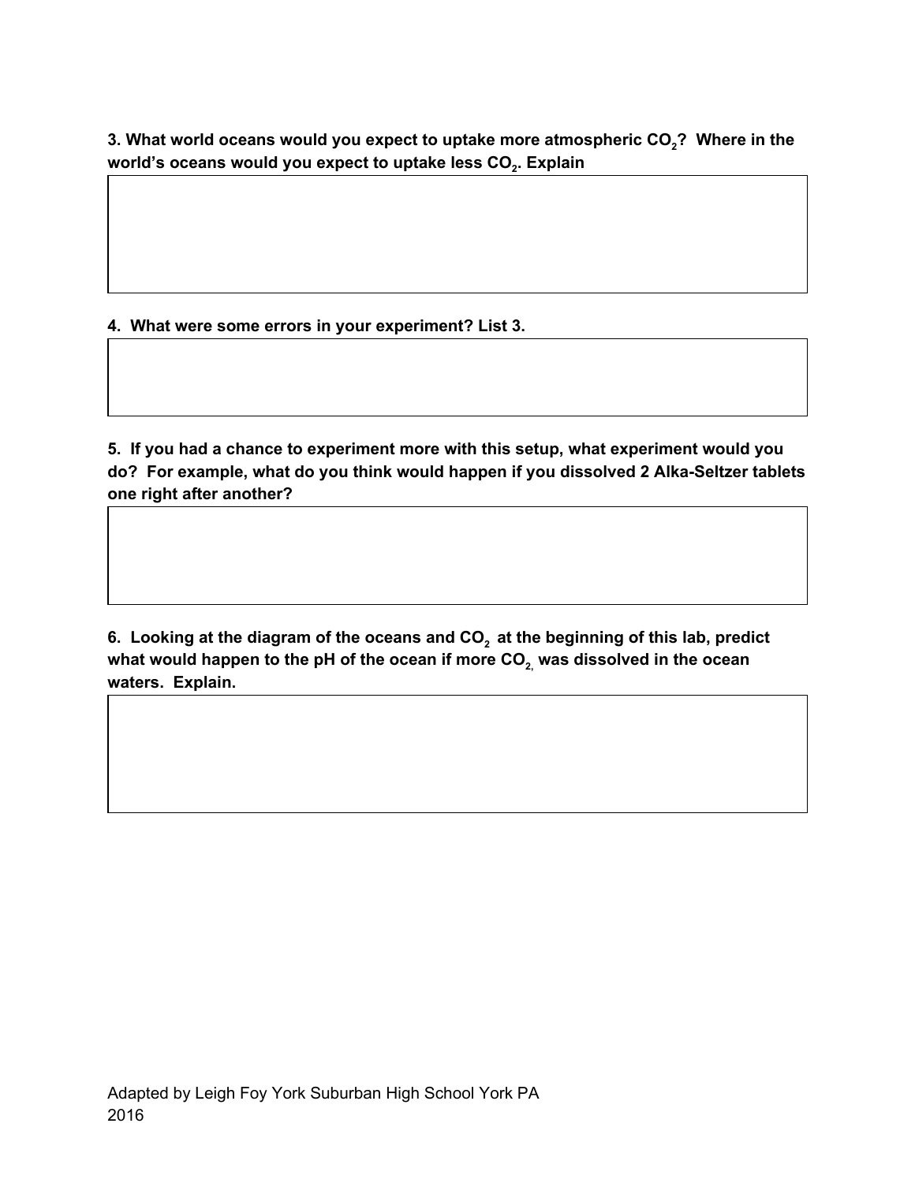**3. What world oceans would you expect to uptake more atmospheric $CO_2$? Where in the world's oceans would you expect to uptake less $CO_2$. Explain**

**4. What were some errors in your experiment? List 3.**

**5. If you had a chance to experiment more with this setup, what experiment would you do? For example, what do you think would happen if you dissolved 2 Alka-Seltzer tablets one right after another?**

**6. Looking at the diagram of the oceans and $CO_2$ at the beginning of this lab, predict what would happen to the pH of the ocean if more $CO_2$, was dissolved in the ocean waters. Explain.**

Adapted by Leigh Foy York Suburban High School York PA
2016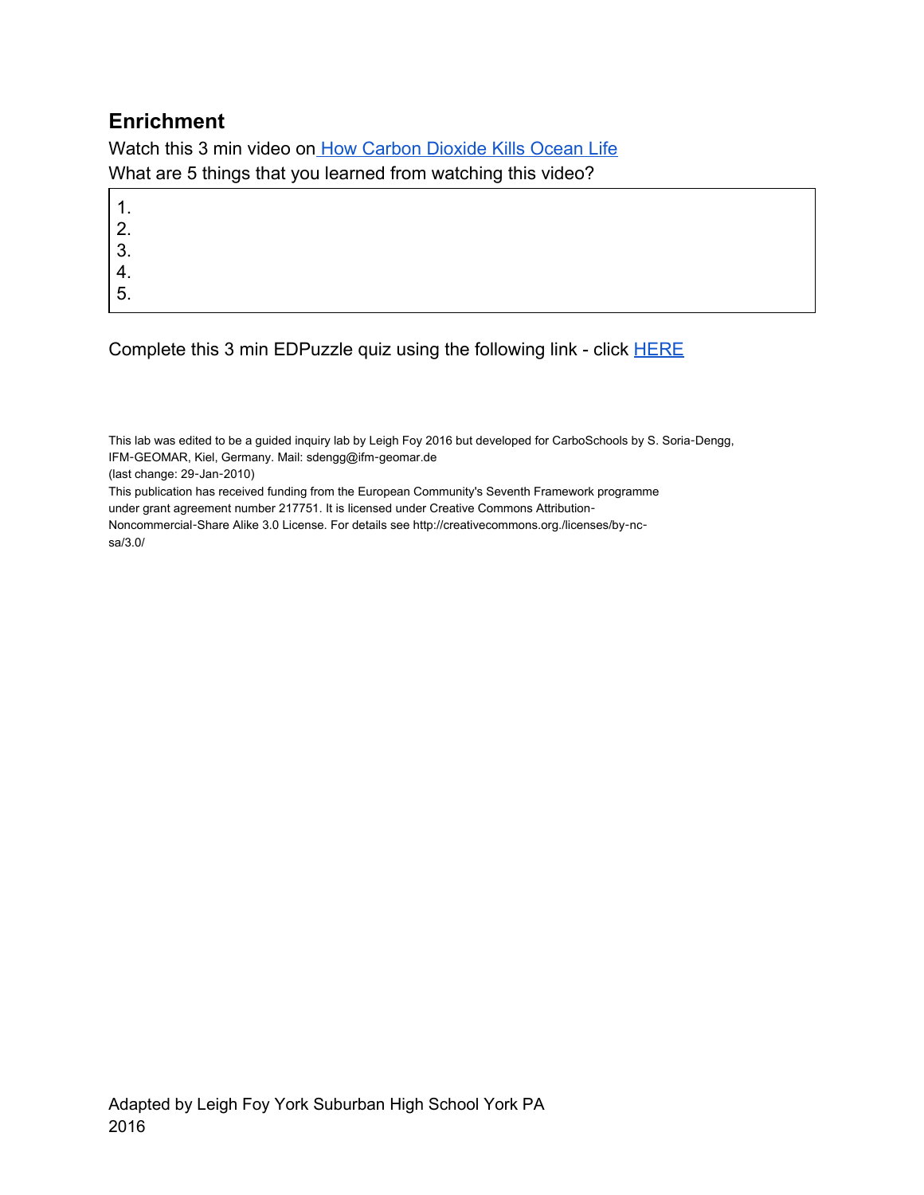## Enrichment

Watch this 3 min video on [How Carbon Dioxide Kills Ocean Life]

What are 5 things that you learned from watching this video?

| |
|---|
| 1.<br>2.<br>3.<br>4.<br>5. |

Complete this 3 min EDPuzzle quiz using the following link - click [HERE]

This lab was edited to be a guided inquiry lab by Leigh Foy 2016 but developed for CarboSchools by S. Soria-Dengg, IFM-GEOMAR, Kiel, Germany. Mail: sdengg@ifm-geomar.de
(last change: 29-Jan-2010)
This publication has received funding from the European Community's Seventh Framework programme under grant agreement number 217751. It is licensed under Creative Commons Attribution-Noncommercial-Share Alike 3.0 License. For details see http://creativecommons.org./licenses/by-nc-sa/3.0/

Adapted by Leigh Foy York Suburban High School York PA
2016